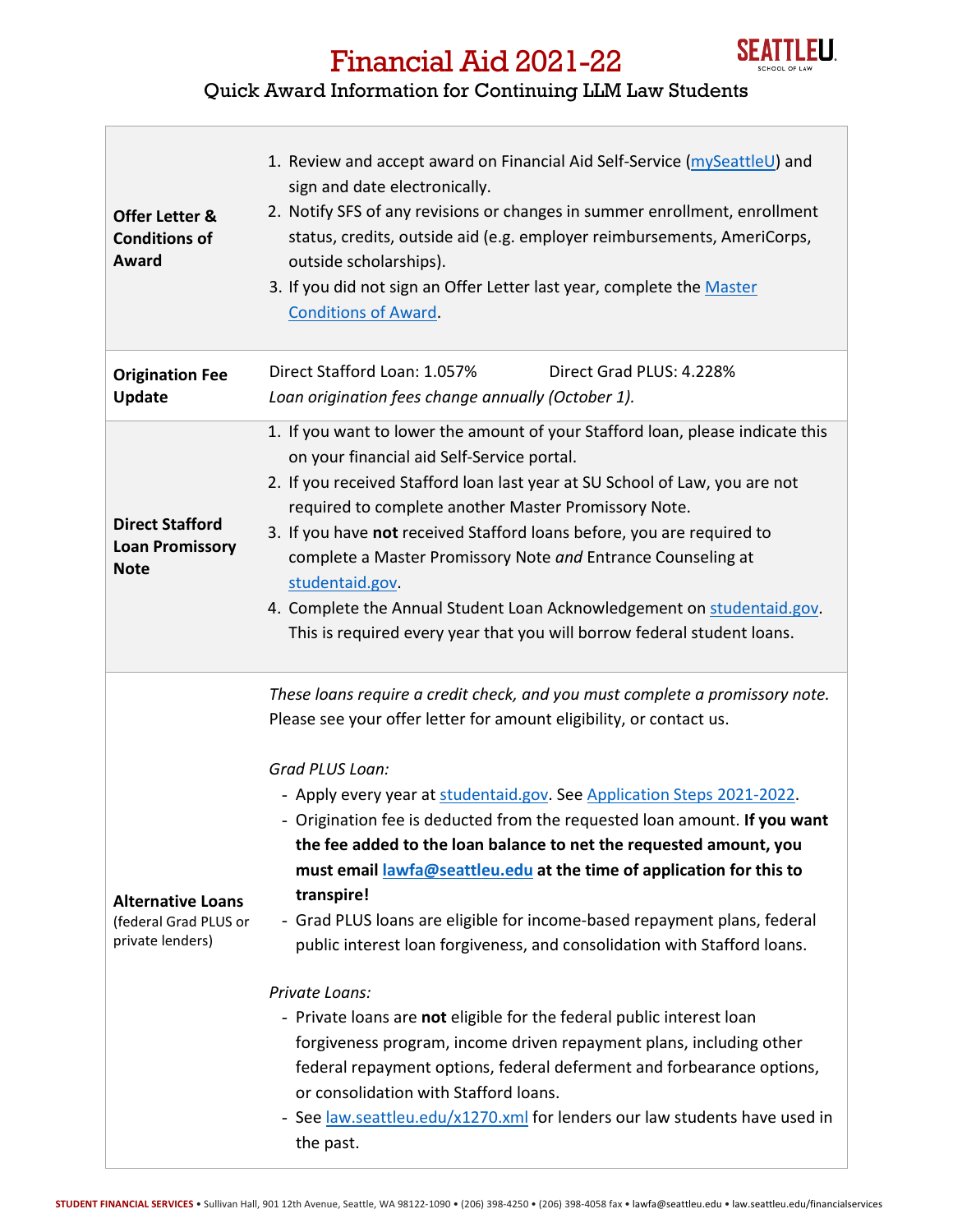# Financial Aid 2021-22

## Quick Award Information for Continuing LLM Law Students

| | |
|---|---|
| **Offer Letter & Conditions of Award** | 1. Review and accept award on Financial Aid Self-Service (mySeattleU) and sign and date electronically.<br>2. Notify SFS of any revisions or changes in summer enrollment, enrollment status, credits, outside aid (e.g. employer reimbursements, AmeriCorps, outside scholarships).<br>3. If you did not sign an Offer Letter last year, complete the Master Conditions of Award. |
| **Origination Fee Update** | Direct Stafford Loan: 1.057% Direct Grad PLUS: 4.228%<br>*Loan origination fees change annually (October 1).* |
| **Direct Stafford Loan Promissory Note** | 1. If you want to lower the amount of your Stafford loan, please indicate this on your financial aid Self-Service portal.<br>2. If you received Stafford loan last year at SU School of Law, you are not required to complete another Master Promissory Note.<br>3. If you have **not** received Stafford loans before, you are required to complete a Master Promissory Note *and* Entrance Counseling at studentaid.gov.<br>4. Complete the Annual Student Loan Acknowledgement on studentaid.gov. This is required every year that you will borrow federal student loans. |
| **Alternative Loans** (federal Grad PLUS or private lenders) | *These loans require a credit check, and you must complete a promissory note.* Please see your offer letter for amount eligibility, or contact us.<br><br>*Grad PLUS Loan:*<br>- Apply every year at studentaid.gov. See Application Steps 2021-2022.<br>- Origination fee is deducted from the requested loan amount. **If you want the fee added to the loan balance to net the requested amount, you must email lawfa@seattleu.edu at the time of application for this to transpire!**<br>- Grad PLUS loans are eligible for income-based repayment plans, federal public interest loan forgiveness, and consolidation with Stafford loans.<br><br>*Private Loans:*<br>- Private loans are **not** eligible for the federal public interest loan forgiveness program, income driven repayment plans, including other federal repayment options, federal deferment and forbearance options, or consolidation with Stafford loans.<br>- See law.seattleu.edu/x1270.xml for lenders our law students have used in the past. |

**STUDENT FINANCIAL SERVICES** • Sullivan Hall, 901 12th Avenue, Seattle, WA 98122-1090 • (206) 398-4250 • (206) 398-4058 fax • lawfa@seattleu.edu • law.seattleu.edu/financialservices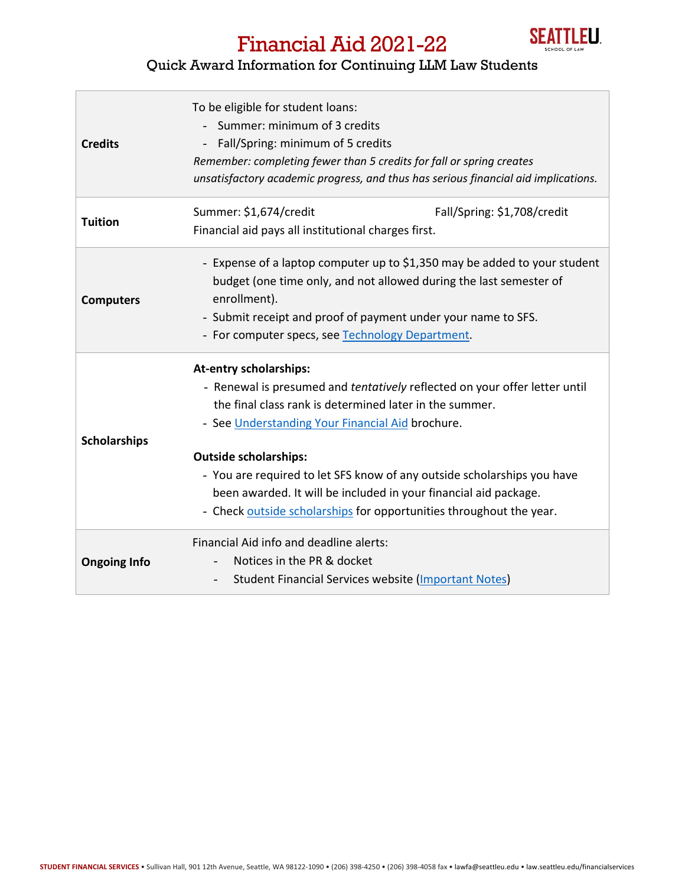# Financial Aid 2021-22

## Quick Award Information for Continuing LLM Law Students

| | |
|---|---|
| **Credits** | To be eligible for student loans:<br>- Summer: minimum of 3 credits<br>- Fall/Spring: minimum of 5 credits<br>*Remember: completing fewer than 5 credits for fall or spring creates unsatisfactory academic progress, and thus has serious financial aid implications.* |
| **Tuition** | Summer: $1,674/credit Fall/Spring: $1,708/credit<br>Financial aid pays all institutional charges first. |
| **Computers** | - Expense of a laptop computer up to $1,350 may be added to your student budget (one time only, and not allowed during the last semester of enrollment).<br>- Submit receipt and proof of payment under your name to SFS.<br>- For computer specs, see Technology Department. |
| **Scholarships** | **At-entry scholarships:**<br>- Renewal is presumed and *tentatively* reflected on your offer letter until the final class rank is determined later in the summer.<br>- See Understanding Your Financial Aid brochure.<br><br>**Outside scholarships:**<br>- You are required to let SFS know of any outside scholarships you have been awarded. It will be included in your financial aid package.<br>- Check outside scholarships for opportunities throughout the year. |
| **Ongoing Info** | Financial Aid info and deadline alerts:<br>- Notices in the PR & docket<br>- Student Financial Services website (Important Notes) |

**STUDENT FINANCIAL SERVICES** • Sullivan Hall, 901 12th Avenue, Seattle, WA 98122-1090 • (206) 398-4250 • (206) 398-4058 fax • lawfa@seattleu.edu • law.seattleu.edu/financialservices